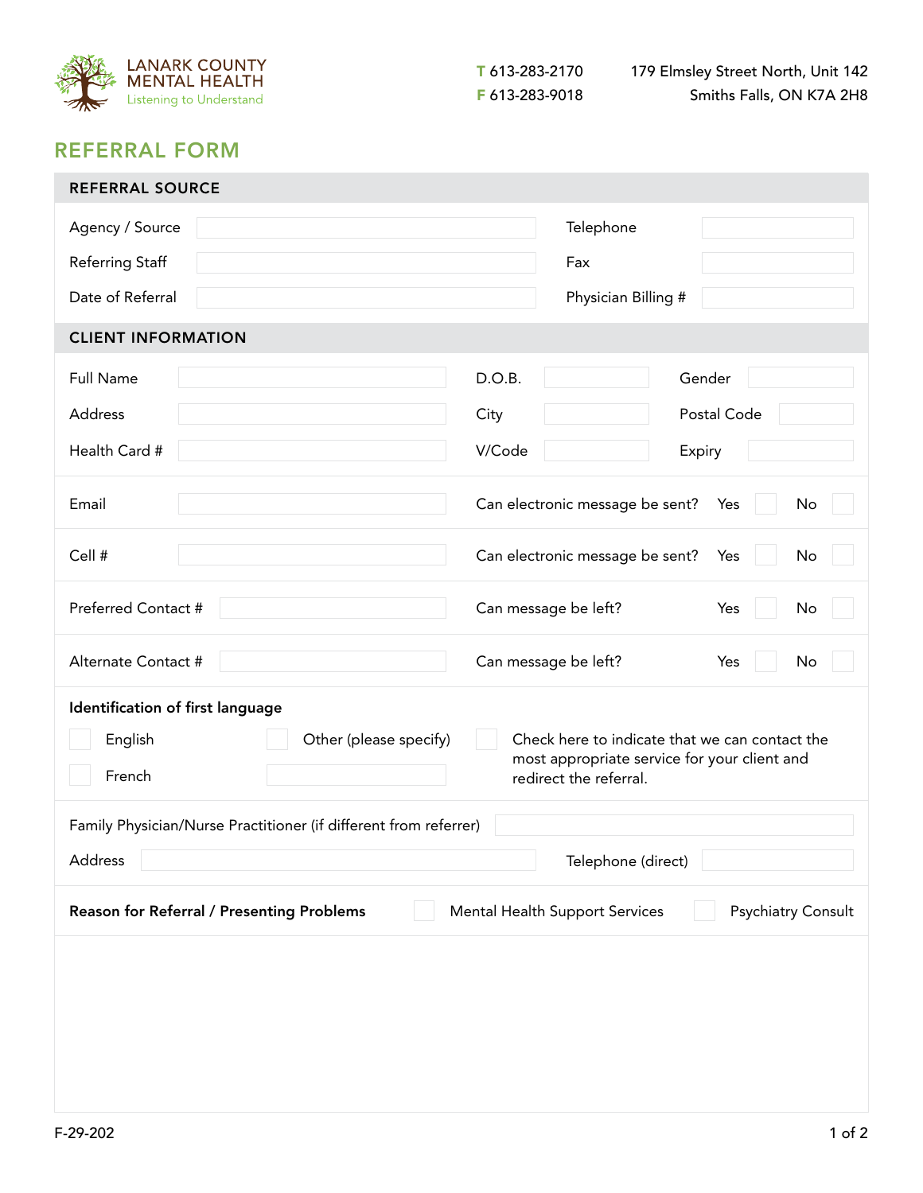LANARK COUNTY MENTAL HEALTH
Listening to Understand

T 613-283-2170
F 613-283-9018

179 Elmsley Street North, Unit 142
Smiths Falls, ON K7A 2H8

# REFERRAL FORM

## REFERRAL SOURCE

| | | | |
|---|---|---|---|
| Agency / Source | | Telephone | |
| Referring Staff | | Fax | |
| Date of Referral | | Physician Billing # | |

## CLIENT INFORMATION

| | | | | | |
|---|---|---|---|---|---|
| Full Name | | D.O.B. | | Gender | |
| Address | | City | | Postal Code | |
| Health Card # | | V/Code | | Expiry | |

| | | | | |
|---|---|---|---|---|
| Email | | Can electronic message be sent? | Yes ☐ | No ☐ |
| Cell # | | Can electronic message be sent? | Yes ☐ | No ☐ |
| Preferred Contact # | | Can message be left? | Yes ☐ | No ☐ |
| Alternate Contact # | | Can message be left? | Yes ☐ | No ☐ |

**Identification of first language**

☐ English

☐ French

☐ Other (please specify) ____________

☐ Check here to indicate that we can contact the most appropriate service for your client and redirect the referral.

Family Physician/Nurse Practitioner (if different from referrer) ____________

Address ____________ Telephone (direct) ____________

**Reason for Referral / Presenting Problems** ☐ Mental Health Support Services ☐ Psychiatry Consult

F-29-202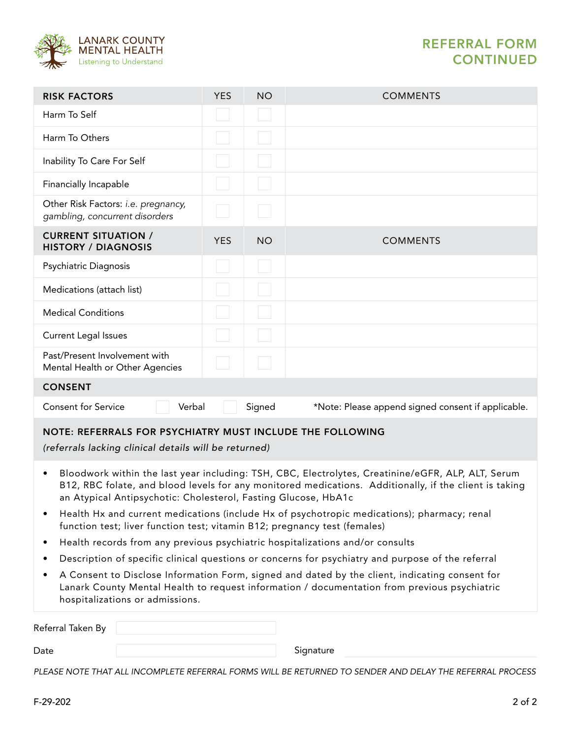LANARK COUNTY MENTAL HEALTH
Listening to Understand

# REFERRAL FORM CONTINUED

| RISK FACTORS | YES | NO | COMMENTS |
|---|---|---|---|
| Harm To Self | | | |
| Harm To Others | | | |
| Inability To Care For Self | | | |
| Financially Incapable | | | |
| Other Risk Factors: *i.e. pregnancy, gambling, concurrent disorders* | | | |
| **CURRENT SITUATION / HISTORY / DIAGNOSIS** | YES | NO | COMMENTS |
| Psychiatric Diagnosis | | | |
| Medications (attach list) | | | |
| Medical Conditions | | | |
| Current Legal Issues | | | |
| Past/Present Involvement with Mental Health or Other Agencies | | | |

**CONSENT**

Consent for Service ☐ Verbal ☐ Signed *Note: Please append signed consent if applicable.

**NOTE: REFERRALS FOR PSYCHIATRY MUST INCLUDE THE FOLLOWING**

*(referrals lacking clinical details will be returned)*

- Bloodwork within the last year including: TSH, CBC, Electrolytes, Creatinine/eGFR, ALP, ALT, Serum B12, RBC folate, and blood levels for any monitored medications. Additionally, if the client is taking an Atypical Antipsychotic: Cholesterol, Fasting Glucose, HbA1c
- Health Hx and current medications (include Hx of psychotropic medications); pharmacy; renal function test; liver function test; vitamin B12; pregnancy test (females)
- Health records from any previous psychiatric hospitalizations and/or consults
- Description of specific clinical questions or concerns for psychiatry and purpose of the referral
- A Consent to Disclose Information Form, signed and dated by the client, indicating consent for Lanark County Mental Health to request information / documentation from previous psychiatric hospitalizations or admissions.

Referral Taken By ____________________

Date ____________________ Signature ____________________

*PLEASE NOTE THAT ALL INCOMPLETE REFERRAL FORMS WILL BE RETURNED TO SENDER AND DELAY THE REFERRAL PROCESS*

F-29-202